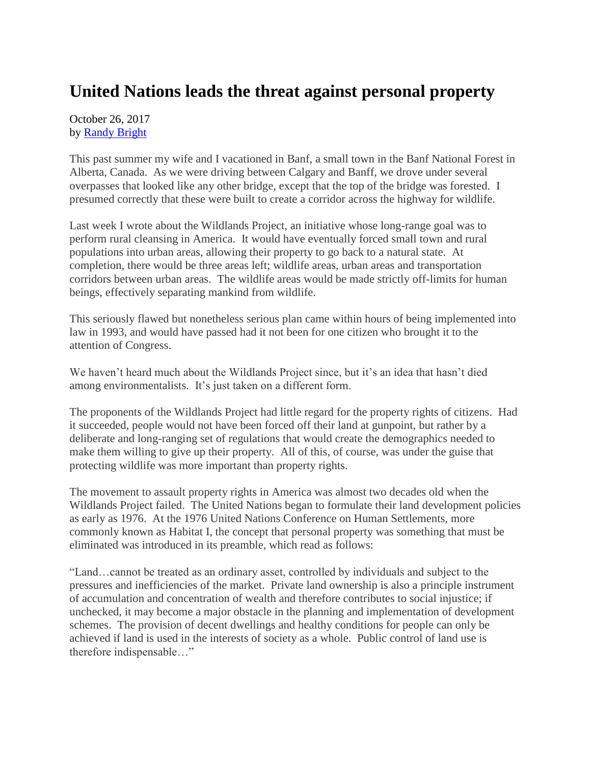# United Nations leads the threat against personal property

October 26, 2017
by [Randy Bright]

This past summer my wife and I vacationed in Banf, a small town in the Banf National Forest in Alberta, Canada. As we were driving between Calgary and Banff, we drove under several overpasses that looked like any other bridge, except that the top of the bridge was forested. I presumed correctly that these were built to create a corridor across the highway for wildlife.

Last week I wrote about the Wildlands Project, an initiative whose long-range goal was to perform rural cleansing in America. It would have eventually forced small town and rural populations into urban areas, allowing their property to go back to a natural state. At completion, there would be three areas left; wildlife areas, urban areas and transportation corridors between urban areas. The wildlife areas would be made strictly off-limits for human beings, effectively separating mankind from wildlife.

This seriously flawed but nonetheless serious plan came within hours of being implemented into law in 1993, and would have passed had it not been for one citizen who brought it to the attention of Congress.

We haven't heard much about the Wildlands Project since, but it's an idea that hasn't died among environmentalists. It's just taken on a different form.

The proponents of the Wildlands Project had little regard for the property rights of citizens. Had it succeeded, people would not have been forced off their land at gunpoint, but rather by a deliberate and long-ranging set of regulations that would create the demographics needed to make them willing to give up their property. All of this, of course, was under the guise that protecting wildlife was more important than property rights.

The movement to assault property rights in America was almost two decades old when the Wildlands Project failed. The United Nations began to formulate their land development policies as early as 1976. At the 1976 United Nations Conference on Human Settlements, more commonly known as Habitat I, the concept that personal property was something that must be eliminated was introduced in its preamble, which read as follows:

"Land…cannot be treated as an ordinary asset, controlled by individuals and subject to the pressures and inefficiencies of the market. Private land ownership is also a principle instrument of accumulation and concentration of wealth and therefore contributes to social injustice; if unchecked, it may become a major obstacle in the planning and implementation of development schemes. The provision of decent dwellings and healthy conditions for people can only be achieved if land is used in the interests of society as a whole. Public control of land use is therefore indispensable…"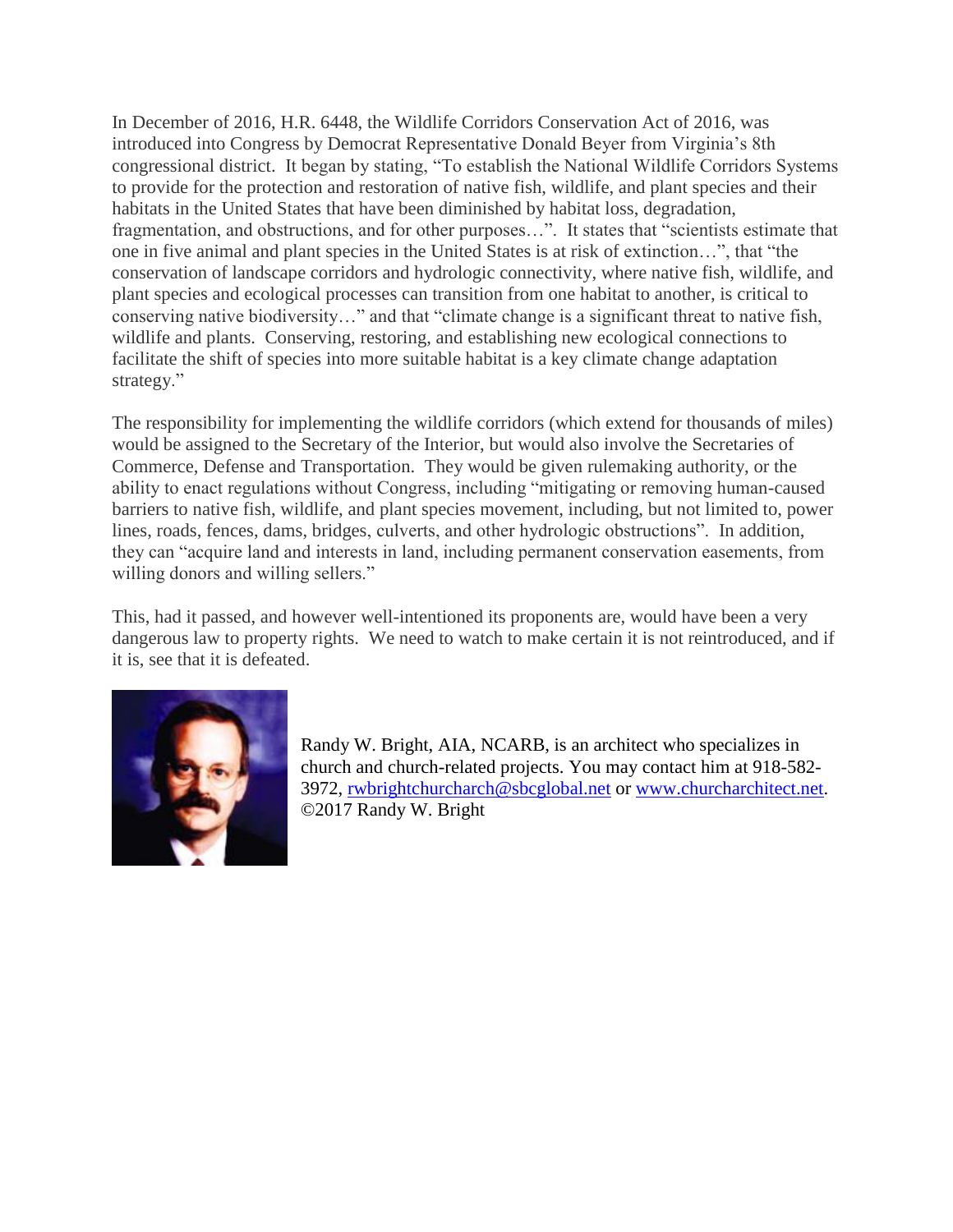In December of 2016, H.R. 6448, the Wildlife Corridors Conservation Act of 2016, was introduced into Congress by Democrat Representative Donald Beyer from Virginia's 8th congressional district. It began by stating, "To establish the National Wildlife Corridors Systems to provide for the protection and restoration of native fish, wildlife, and plant species and their habitats in the United States that have been diminished by habitat loss, degradation, fragmentation, and obstructions, and for other purposes…". It states that "scientists estimate that one in five animal and plant species in the United States is at risk of extinction…", that "the conservation of landscape corridors and hydrologic connectivity, where native fish, wildlife, and plant species and ecological processes can transition from one habitat to another, is critical to conserving native biodiversity…" and that "climate change is a significant threat to native fish, wildlife and plants. Conserving, restoring, and establishing new ecological connections to facilitate the shift of species into more suitable habitat is a key climate change adaptation strategy."

The responsibility for implementing the wildlife corridors (which extend for thousands of miles) would be assigned to the Secretary of the Interior, but would also involve the Secretaries of Commerce, Defense and Transportation. They would be given rulemaking authority, or the ability to enact regulations without Congress, including "mitigating or removing human-caused barriers to native fish, wildlife, and plant species movement, including, but not limited to, power lines, roads, fences, dams, bridges, culverts, and other hydrologic obstructions". In addition, they can "acquire land and interests in land, including permanent conservation easements, from willing donors and willing sellers."

This, had it passed, and however well-intentioned its proponents are, would have been a very dangerous law to property rights. We need to watch to make certain it is not reintroduced, and if it is, see that it is defeated.

Randy W. Bright, AIA, NCARB, is an architect who specializes in church and church-related projects. You may contact him at 918-582-3972, rwbrightchurcharch@sbcglobal.net or www.churcharchitect.net. ©2017 Randy W. Bright